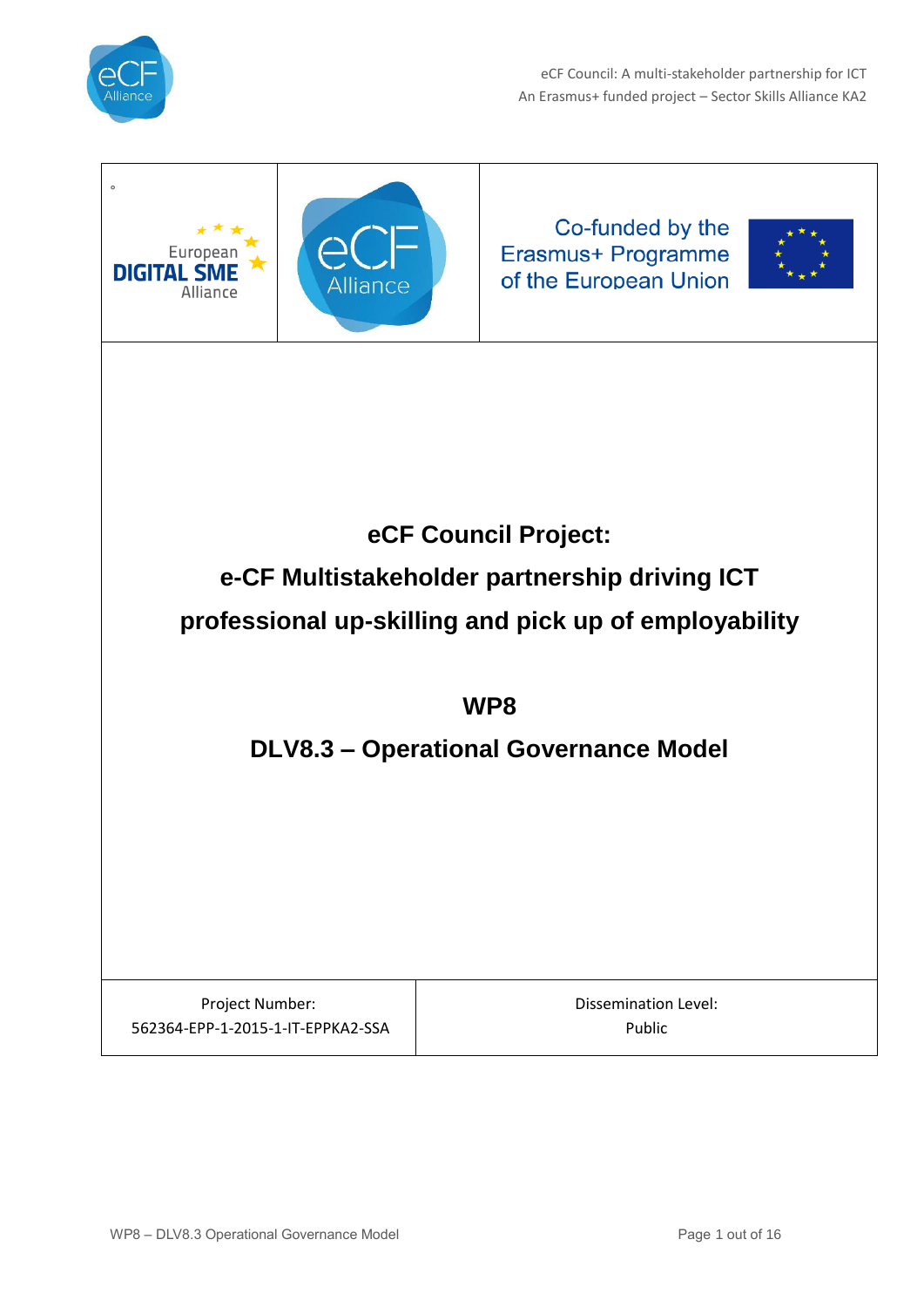eCF Council: A multi-stakeholder partnership for ICT
An Erasmus+ funded project – Sector Skills Alliance KA2

European DIGITAL SME Alliance

eCF Alliance

Co-funded by the Erasmus+ Programme of the European Union

# eCF Council Project:

# e-CF Multistakeholder partnership driving ICT professional up-skilling and pick up of employability

## WP8

## DLV8.3 – Operational Governance Model

| Project Number: 562364-EPP-1-2015-1-IT-EPPKA2-SSA | Dissemination Level: Public |
| --- | --- |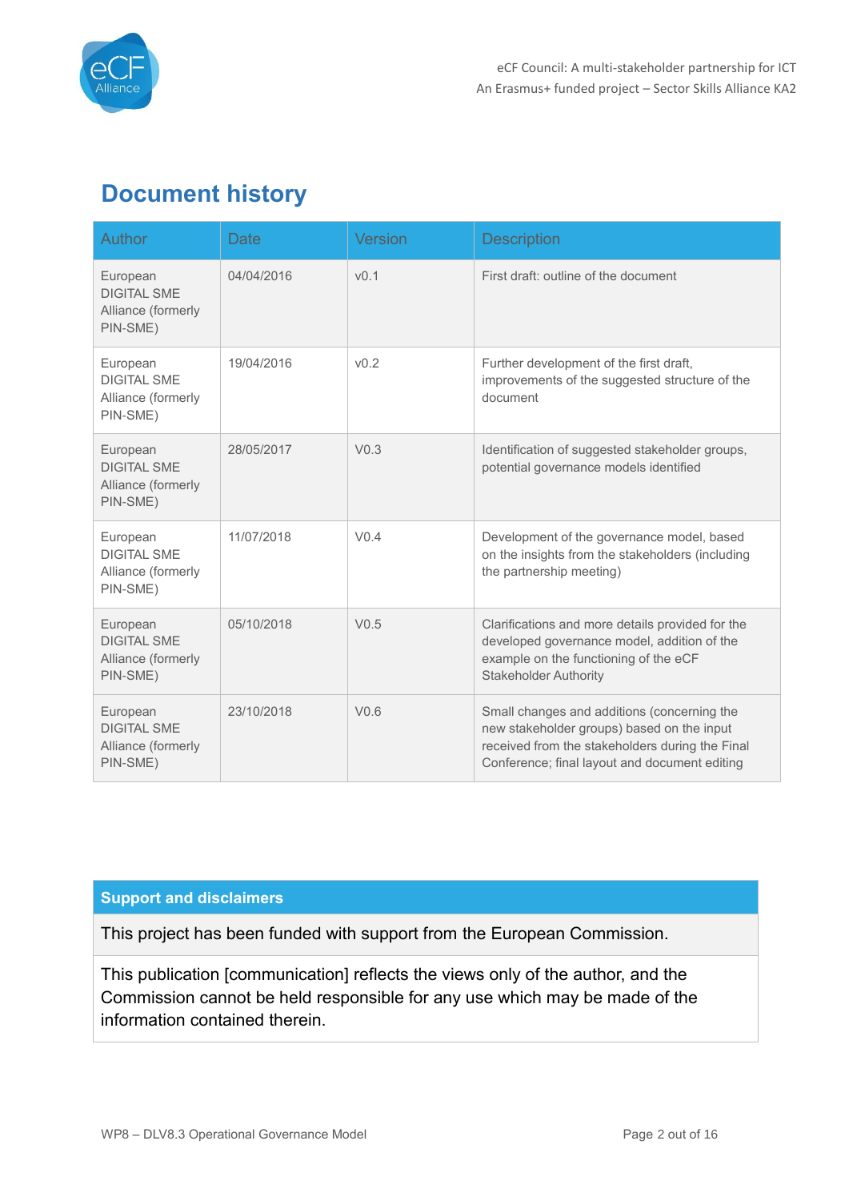# Document history

| Author | Date | Version | Description |
|---|---|---|---|
| European DIGITAL SME Alliance (formerly PIN-SME) | 04/04/2016 | v0.1 | First draft: outline of the document |
| European DIGITAL SME Alliance (formerly PIN-SME) | 19/04/2016 | v0.2 | Further development of the first draft, improvements of the suggested structure of the document |
| European DIGITAL SME Alliance (formerly PIN-SME) | 28/05/2017 | V0.3 | Identification of suggested stakeholder groups, potential governance models identified |
| European DIGITAL SME Alliance (formerly PIN-SME) | 11/07/2018 | V0.4 | Development of the governance model, based on the insights from the stakeholders (including the partnership meeting) |
| European DIGITAL SME Alliance (formerly PIN-SME) | 05/10/2018 | V0.5 | Clarifications and more details provided for the developed governance model, addition of the example on the functioning of the eCF Stakeholder Authority |
| European DIGITAL SME Alliance (formerly PIN-SME) | 23/10/2018 | V0.6 | Small changes and additions (concerning the new stakeholder groups) based on the input received from the stakeholders during the Final Conference; final layout and document editing |

| Support and disclaimers |
|---|
| This project has been funded with support from the European Commission. |
| This publication [communication] reflects the views only of the author, and the Commission cannot be held responsible for any use which may be made of the information contained therein. |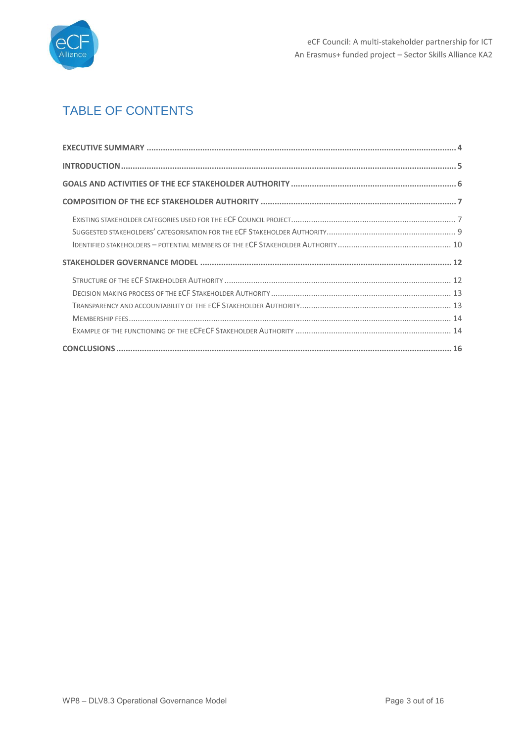# TABLE OF CONTENTS

**EXECUTIVE SUMMARY** ..... 4

**INTRODUCTION** ..... 5

**GOALS AND ACTIVITIES OF THE ECF STAKEHOLDER AUTHORITY** ..... 6

**COMPOSITION OF THE ECF STAKEHOLDER AUTHORITY** ..... 7

- EXISTING STAKEHOLDER CATEGORIES USED FOR THE ECF COUNCIL PROJECT ..... 7
- SUGGESTED STAKEHOLDERS' CATEGORISATION FOR THE ECF STAKEHOLDER AUTHORITY ..... 9
- IDENTIFIED STAKEHOLDERS – POTENTIAL MEMBERS OF THE ECF STAKEHOLDER AUTHORITY ..... 10

**STAKEHOLDER GOVERNANCE MODEL** ..... 12

- STRUCTURE OF THE ECF STAKEHOLDER AUTHORITY ..... 12
- DECISION MAKING PROCESS OF THE ECF STAKEHOLDER AUTHORITY ..... 13
- TRANSPARENCY AND ACCOUNTABILITY OF THE ECF STAKEHOLDER AUTHORITY ..... 13
- MEMBERSHIP FEES ..... 14
- EXAMPLE OF THE FUNCTIONING OF THE ECFECF STAKEHOLDER AUTHORITY ..... 14

**CONCLUSIONS** ..... 16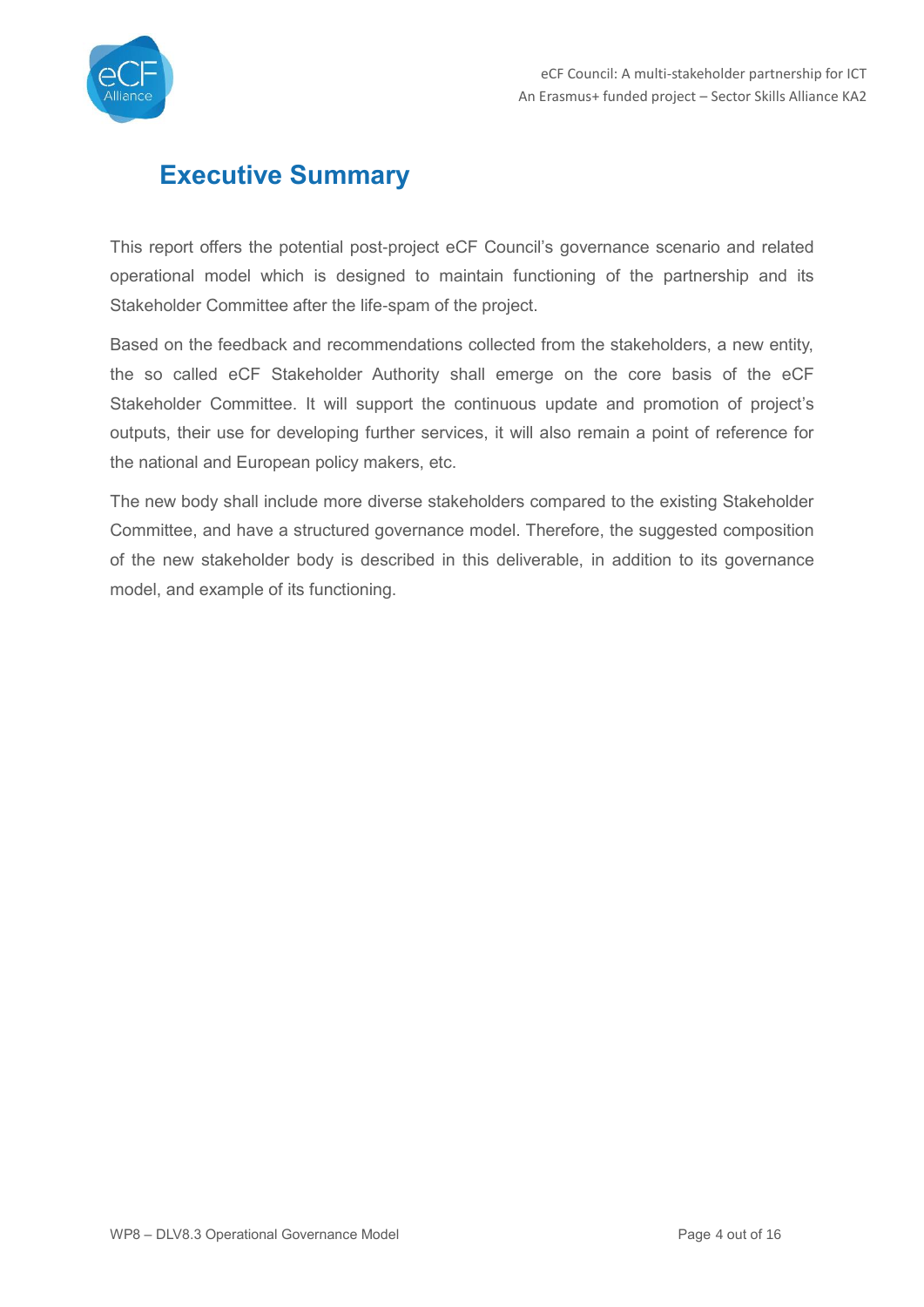# Executive Summary

This report offers the potential post-project eCF Council's governance scenario and related operational model which is designed to maintain functioning of the partnership and its Stakeholder Committee after the life-spam of the project.

Based on the feedback and recommendations collected from the stakeholders, a new entity, the so called eCF Stakeholder Authority shall emerge on the core basis of the eCF Stakeholder Committee. It will support the continuous update and promotion of project's outputs, their use for developing further services, it will also remain a point of reference for the national and European policy makers, etc.

The new body shall include more diverse stakeholders compared to the existing Stakeholder Committee, and have a structured governance model. Therefore, the suggested composition of the new stakeholder body is described in this deliverable, in addition to its governance model, and example of its functioning.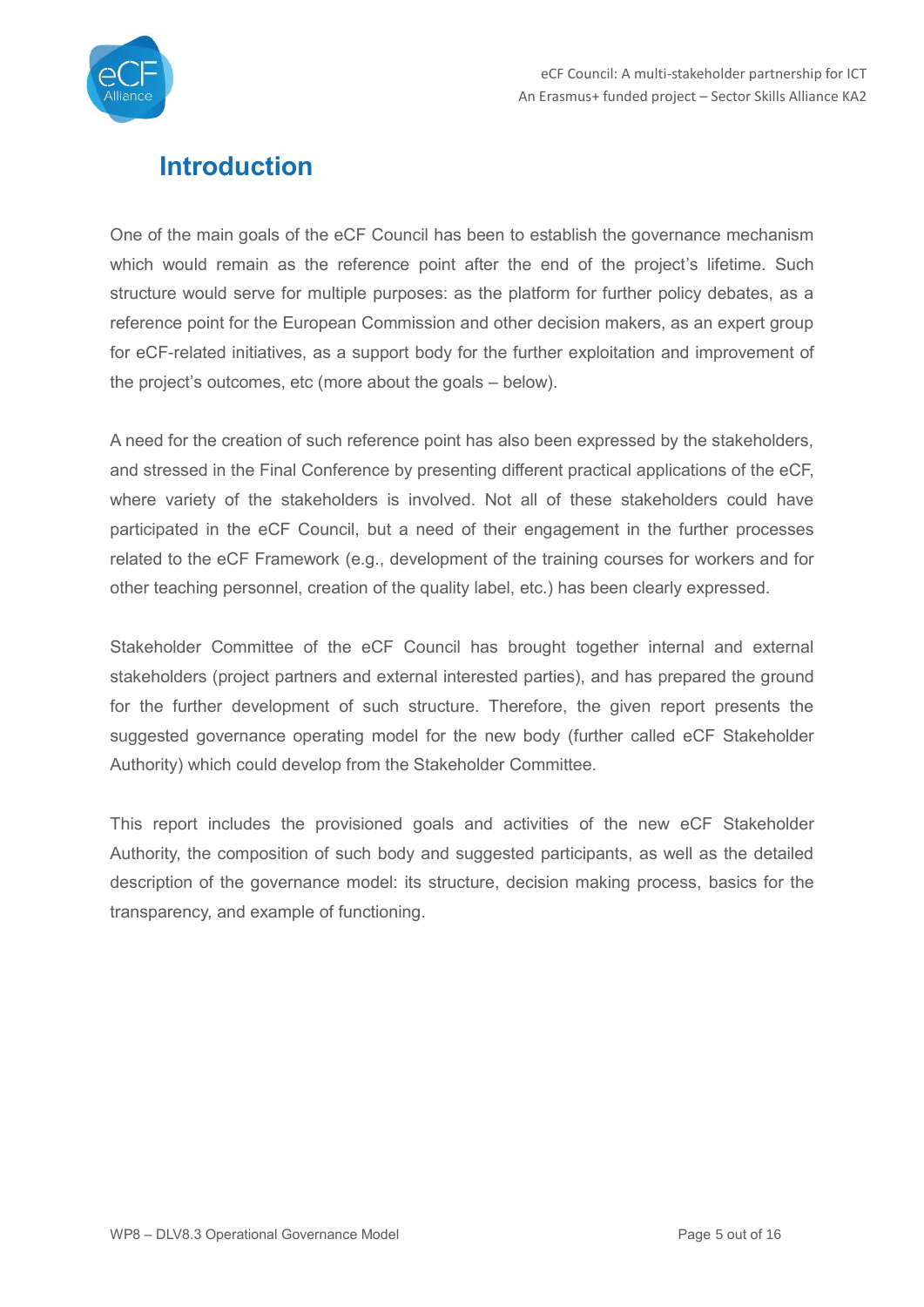# Introduction

One of the main goals of the eCF Council has been to establish the governance mechanism which would remain as the reference point after the end of the project's lifetime. Such structure would serve for multiple purposes: as the platform for further policy debates, as a reference point for the European Commission and other decision makers, as an expert group for eCF-related initiatives, as a support body for the further exploitation and improvement of the project's outcomes, etc (more about the goals – below).

A need for the creation of such reference point has also been expressed by the stakeholders, and stressed in the Final Conference by presenting different practical applications of the eCF, where variety of the stakeholders is involved. Not all of these stakeholders could have participated in the eCF Council, but a need of their engagement in the further processes related to the eCF Framework (e.g., development of the training courses for workers and for other teaching personnel, creation of the quality label, etc.) has been clearly expressed.

Stakeholder Committee of the eCF Council has brought together internal and external stakeholders (project partners and external interested parties), and has prepared the ground for the further development of such structure. Therefore, the given report presents the suggested governance operating model for the new body (further called eCF Stakeholder Authority) which could develop from the Stakeholder Committee.

This report includes the provisioned goals and activities of the new eCF Stakeholder Authority, the composition of such body and suggested participants, as well as the detailed description of the governance model: its structure, decision making process, basics for the transparency, and example of functioning.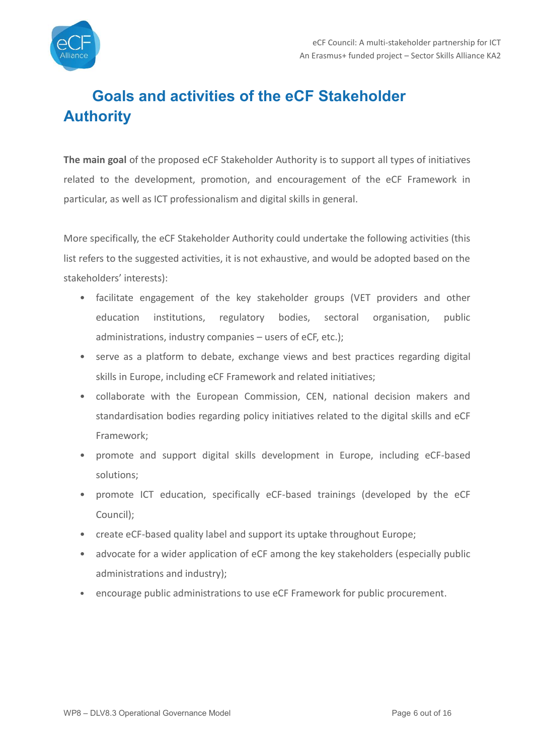# Goals and activities of the eCF Stakeholder Authority

**The main goal** of the proposed eCF Stakeholder Authority is to support all types of initiatives related to the development, promotion, and encouragement of the eCF Framework in particular, as well as ICT professionalism and digital skills in general.

More specifically, the eCF Stakeholder Authority could undertake the following activities (this list refers to the suggested activities, it is not exhaustive, and would be adopted based on the stakeholders' interests):

- facilitate engagement of the key stakeholder groups (VET providers and other education institutions, regulatory bodies, sectoral organisation, public administrations, industry companies – users of eCF, etc.);
- serve as a platform to debate, exchange views and best practices regarding digital skills in Europe, including eCF Framework and related initiatives;
- collaborate with the European Commission, CEN, national decision makers and standardisation bodies regarding policy initiatives related to the digital skills and eCF Framework;
- promote and support digital skills development in Europe, including eCF-based solutions;
- promote ICT education, specifically eCF-based trainings (developed by the eCF Council);
- create eCF-based quality label and support its uptake throughout Europe;
- advocate for a wider application of eCF among the key stakeholders (especially public administrations and industry);
- encourage public administrations to use eCF Framework for public procurement.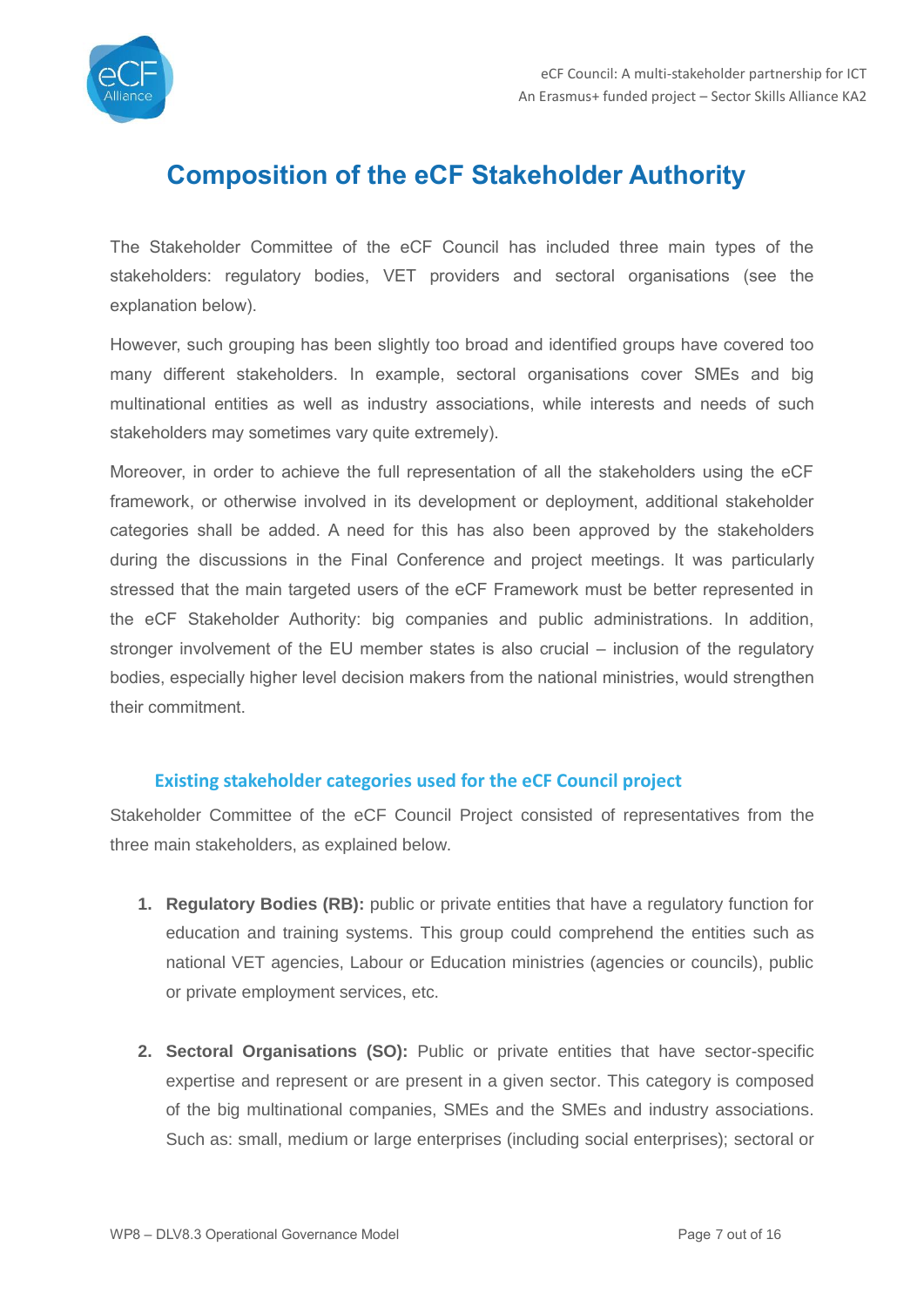# Composition of the eCF Stakeholder Authority

The Stakeholder Committee of the eCF Council has included three main types of the stakeholders: regulatory bodies, VET providers and sectoral organisations (see the explanation below).

However, such grouping has been slightly too broad and identified groups have covered too many different stakeholders. In example, sectoral organisations cover SMEs and big multinational entities as well as industry associations, while interests and needs of such stakeholders may sometimes vary quite extremely).

Moreover, in order to achieve the full representation of all the stakeholders using the eCF framework, or otherwise involved in its development or deployment, additional stakeholder categories shall be added. A need for this has also been approved by the stakeholders during the discussions in the Final Conference and project meetings. It was particularly stressed that the main targeted users of the eCF Framework must be better represented in the eCF Stakeholder Authority: big companies and public administrations. In addition, stronger involvement of the EU member states is also crucial – inclusion of the regulatory bodies, especially higher level decision makers from the national ministries, would strengthen their commitment.

## Existing stakeholder categories used for the eCF Council project

Stakeholder Committee of the eCF Council Project consisted of representatives from the three main stakeholders, as explained below.

1. **Regulatory Bodies (RB):** public or private entities that have a regulatory function for education and training systems. This group could comprehend the entities such as national VET agencies, Labour or Education ministries (agencies or councils), public or private employment services, etc.

2. **Sectoral Organisations (SO):** Public or private entities that have sector-specific expertise and represent or are present in a given sector. This category is composed of the big multinational companies, SMEs and the SMEs and industry associations. Such as: small, medium or large enterprises (including social enterprises); sectoral or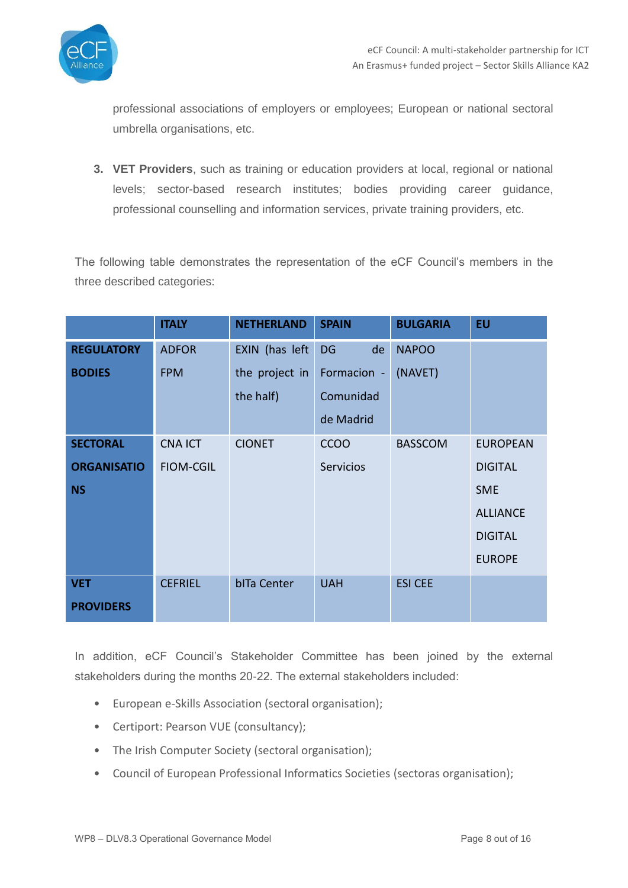professional associations of employers or employees; European or national sectoral umbrella organisations, etc.

3. **VET Providers**, such as training or education providers at local, regional or national levels; sector-based research institutes; bodies providing career guidance, professional counselling and information services, private training providers, etc.

The following table demonstrates the representation of the eCF Council's members in the three described categories:

| | **ITALY** | **NETHERLAND** | **SPAIN** | **BULGARIA** | **EU** |
|---|---|---|---|---|---|
| **REGULATORY BODIES** | ADFOR FPM | EXIN (has left the project in the half) | DG de Formacion - Comunidad de Madrid | NAPOO (NAVET) | |
| **SECTORAL ORGANISATIONS** | CNA ICT FIOM-CGIL | CIONET | CCOO Servicios | BASSCOM | EUROPEAN DIGITAL SME ALLIANCE DIGITAL EUROPE |
| **VET PROVIDERS** | CEFRIEL | bITa Center | UAH | ESI CEE | |

In addition, eCF Council's Stakeholder Committee has been joined by the external stakeholders during the months 20-22. The external stakeholders included:

- European e-Skills Association (sectoral organisation);
- Certiport: Pearson VUE (consultancy);
- The Irish Computer Society (sectoral organisation);
- Council of European Professional Informatics Societies (sectoras organisation);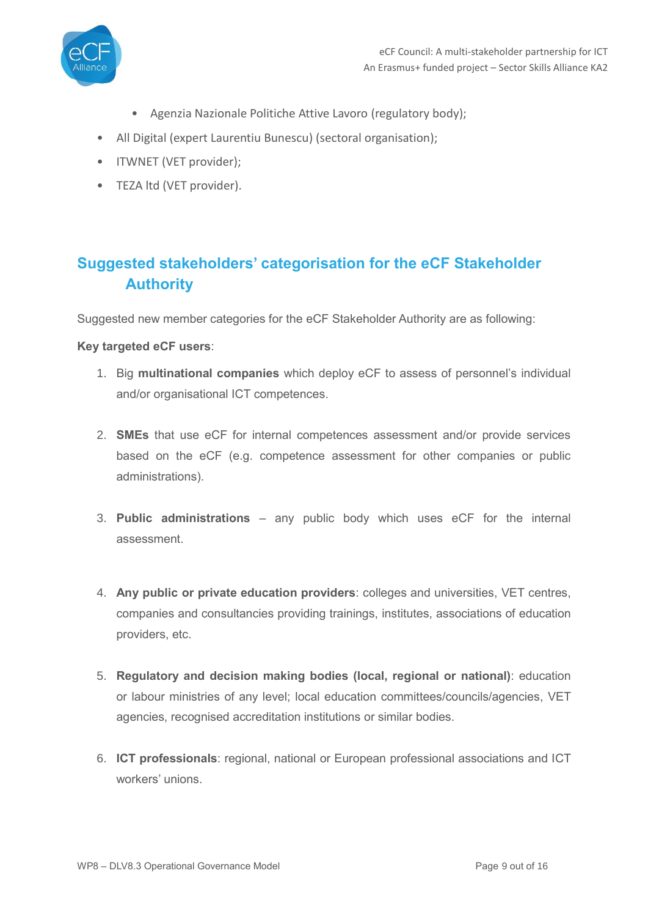- Agenzia Nazionale Politiche Attive Lavoro (regulatory body);
- All Digital (expert Laurentiu Bunescu) (sectoral organisation);
- ITWNET (VET provider);
- TEZA ltd (VET provider).

## Suggested stakeholders' categorisation for the eCF Stakeholder Authority

Suggested new member categories for the eCF Stakeholder Authority are as following:

**Key targeted eCF users**:

1. Big **multinational companies** which deploy eCF to assess of personnel's individual and/or organisational ICT competences.
2. **SMEs** that use eCF for internal competences assessment and/or provide services based on the eCF (e.g. competence assessment for other companies or public administrations).
3. **Public administrations** – any public body which uses eCF for the internal assessment.
4. **Any public or private education providers**: colleges and universities, VET centres, companies and consultancies providing trainings, institutes, associations of education providers, etc.
5. **Regulatory and decision making bodies (local, regional or national)**: education or labour ministries of any level; local education committees/councils/agencies, VET agencies, recognised accreditation institutions or similar bodies.
6. **ICT professionals**: regional, national or European professional associations and ICT workers' unions.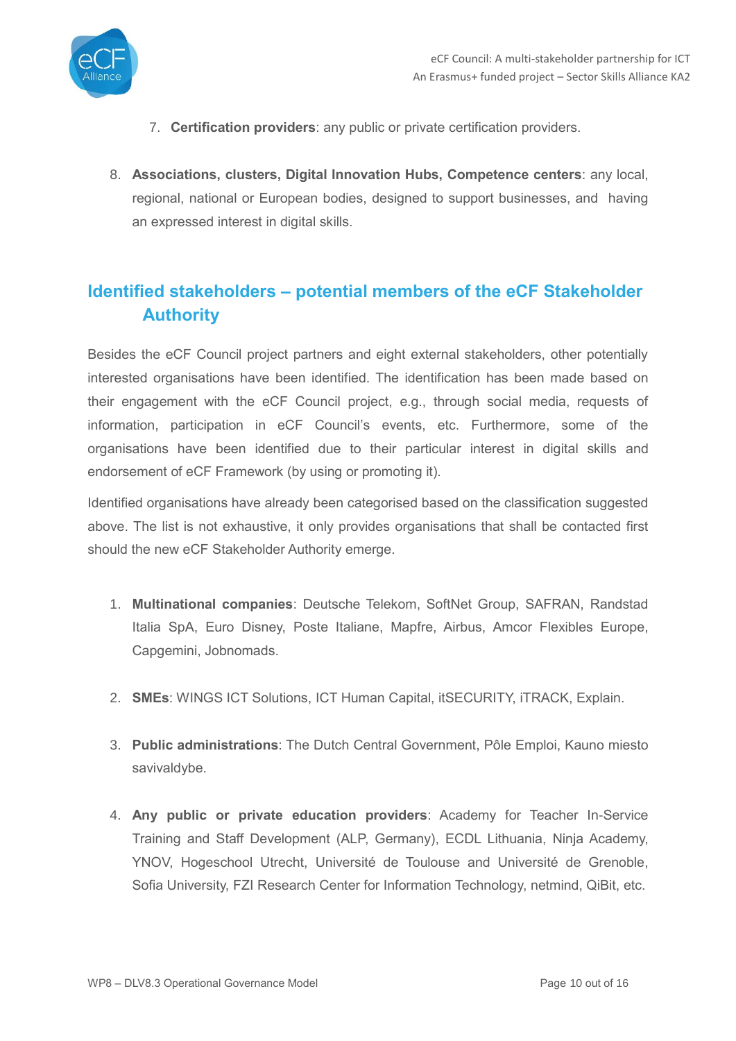7. **Certification providers**: any public or private certification providers.

8. **Associations, clusters, Digital Innovation Hubs, Competence centers**: any local, regional, national or European bodies, designed to support businesses, and having an expressed interest in digital skills.

## Identified stakeholders – potential members of the eCF Stakeholder Authority

Besides the eCF Council project partners and eight external stakeholders, other potentially interested organisations have been identified. The identification has been made based on their engagement with the eCF Council project, e.g., through social media, requests of information, participation in eCF Council's events, etc. Furthermore, some of the organisations have been identified due to their particular interest in digital skills and endorsement of eCF Framework (by using or promoting it).

Identified organisations have already been categorised based on the classification suggested above. The list is not exhaustive, it only provides organisations that shall be contacted first should the new eCF Stakeholder Authority emerge.

1. **Multinational companies**: Deutsche Telekom, SoftNet Group, SAFRAN, Randstad Italia SpA, Euro Disney, Poste Italiane, Mapfre, Airbus, Amcor Flexibles Europe, Capgemini, Jobnomads.

2. **SMEs**: WINGS ICT Solutions, ICT Human Capital, itSECURITY, iTRACK, Explain.

3. **Public administrations**: The Dutch Central Government, Pôle Emploi, Kauno miesto savivaldybe.

4. **Any public or private education providers**: Academy for Teacher In-Service Training and Staff Development (ALP, Germany), ECDL Lithuania, Ninja Academy, YNOV, Hogeschool Utrecht, Université de Toulouse and Université de Grenoble, Sofia University, FZI Research Center for Information Technology, netmind, QiBit, etc.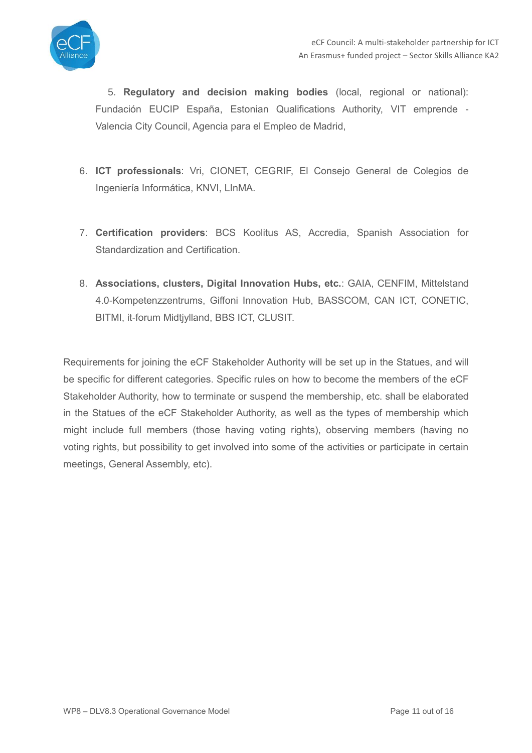5. **Regulatory and decision making bodies** (local, regional or national): Fundación EUCIP España, Estonian Qualifications Authority, VIT emprende - Valencia City Council, Agencia para el Empleo de Madrid,

6. **ICT professionals**: Vri, CIONET, CEGRIF, El Consejo General de Colegios de Ingeniería Informática, KNVI, LInMA.

7. **Certification providers**: BCS Koolitus AS, Accredia, Spanish Association for Standardization and Certification.

8. **Associations, clusters, Digital Innovation Hubs, etc.**: GAIA, CENFIM, Mittelstand 4.0-Kompetenzzentrums, Giffoni Innovation Hub, BASSCOM, CAN ICT, CONETIC, BITMI, it-forum Midtjylland, BBS ICT, CLUSIT.

Requirements for joining the eCF Stakeholder Authority will be set up in the Statues, and will be specific for different categories. Specific rules on how to become the members of the eCF Stakeholder Authority, how to terminate or suspend the membership, etc. shall be elaborated in the Statues of the eCF Stakeholder Authority, as well as the types of membership which might include full members (those having voting rights), observing members (having no voting rights, but possibility to get involved into some of the activities or participate in certain meetings, General Assembly, etc).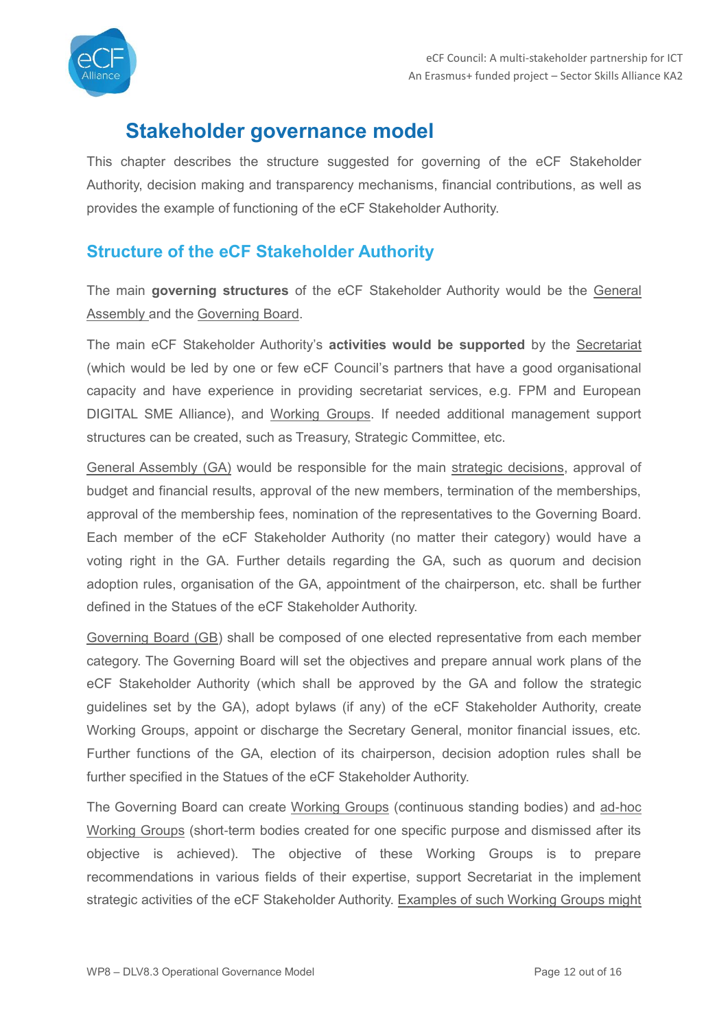# Stakeholder governance model

This chapter describes the structure suggested for governing of the eCF Stakeholder Authority, decision making and transparency mechanisms, financial contributions, as well as provides the example of functioning of the eCF Stakeholder Authority.

## Structure of the eCF Stakeholder Authority

The main **governing structures** of the eCF Stakeholder Authority would be the General Assembly and the Governing Board.

The main eCF Stakeholder Authority's **activities would be supported** by the Secretariat (which would be led by one or few eCF Council's partners that have a good organisational capacity and have experience in providing secretariat services, e.g. FPM and European DIGITAL SME Alliance), and Working Groups. If needed additional management support structures can be created, such as Treasury, Strategic Committee, etc.

General Assembly (GA) would be responsible for the main strategic decisions, approval of budget and financial results, approval of the new members, termination of the memberships, approval of the membership fees, nomination of the representatives to the Governing Board. Each member of the eCF Stakeholder Authority (no matter their category) would have a voting right in the GA. Further details regarding the GA, such as quorum and decision adoption rules, organisation of the GA, appointment of the chairperson, etc. shall be further defined in the Statues of the eCF Stakeholder Authority.

Governing Board (GB) shall be composed of one elected representative from each member category. The Governing Board will set the objectives and prepare annual work plans of the eCF Stakeholder Authority (which shall be approved by the GA and follow the strategic guidelines set by the GA), adopt bylaws (if any) of the eCF Stakeholder Authority, create Working Groups, appoint or discharge the Secretary General, monitor financial issues, etc. Further functions of the GA, election of its chairperson, decision adoption rules shall be further specified in the Statues of the eCF Stakeholder Authority.

The Governing Board can create Working Groups (continuous standing bodies) and ad-hoc Working Groups (short-term bodies created for one specific purpose and dismissed after its objective is achieved). The objective of these Working Groups is to prepare recommendations in various fields of their expertise, support Secretariat in the implement strategic activities of the eCF Stakeholder Authority. Examples of such Working Groups might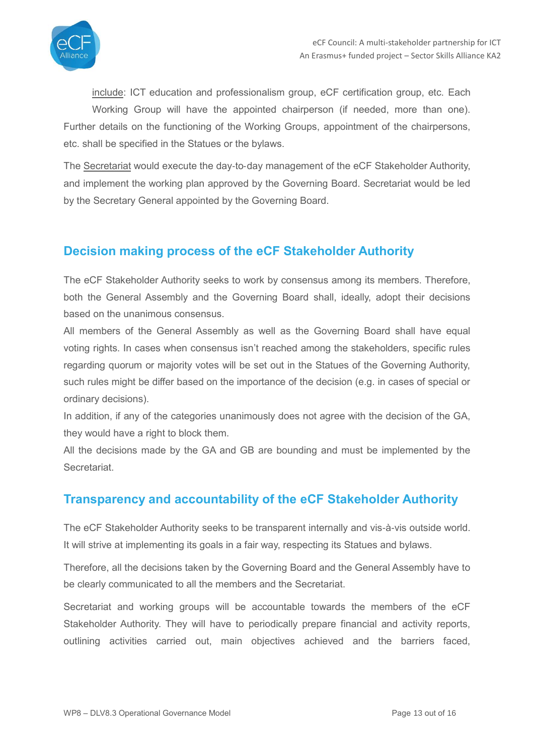include: ICT education and professionalism group, eCF certification group, etc. Each Working Group will have the appointed chairperson (if needed, more than one). Further details on the functioning of the Working Groups, appointment of the chairpersons, etc. shall be specified in the Statues or the bylaws.

The Secretariat would execute the day-to-day management of the eCF Stakeholder Authority, and implement the working plan approved by the Governing Board. Secretariat would be led by the Secretary General appointed by the Governing Board.

## Decision making process of the eCF Stakeholder Authority

The eCF Stakeholder Authority seeks to work by consensus among its members. Therefore, both the General Assembly and the Governing Board shall, ideally, adopt their decisions based on the unanimous consensus.

All members of the General Assembly as well as the Governing Board shall have equal voting rights. In cases when consensus isn't reached among the stakeholders, specific rules regarding quorum or majority votes will be set out in the Statues of the Governing Authority, such rules might be differ based on the importance of the decision (e.g. in cases of special or ordinary decisions).

In addition, if any of the categories unanimously does not agree with the decision of the GA, they would have a right to block them.

All the decisions made by the GA and GB are bounding and must be implemented by the Secretariat.

## Transparency and accountability of the eCF Stakeholder Authority

The eCF Stakeholder Authority seeks to be transparent internally and vis-à-vis outside world. It will strive at implementing its goals in a fair way, respecting its Statues and bylaws.

Therefore, all the decisions taken by the Governing Board and the General Assembly have to be clearly communicated to all the members and the Secretariat.

Secretariat and working groups will be accountable towards the members of the eCF Stakeholder Authority. They will have to periodically prepare financial and activity reports, outlining activities carried out, main objectives achieved and the barriers faced,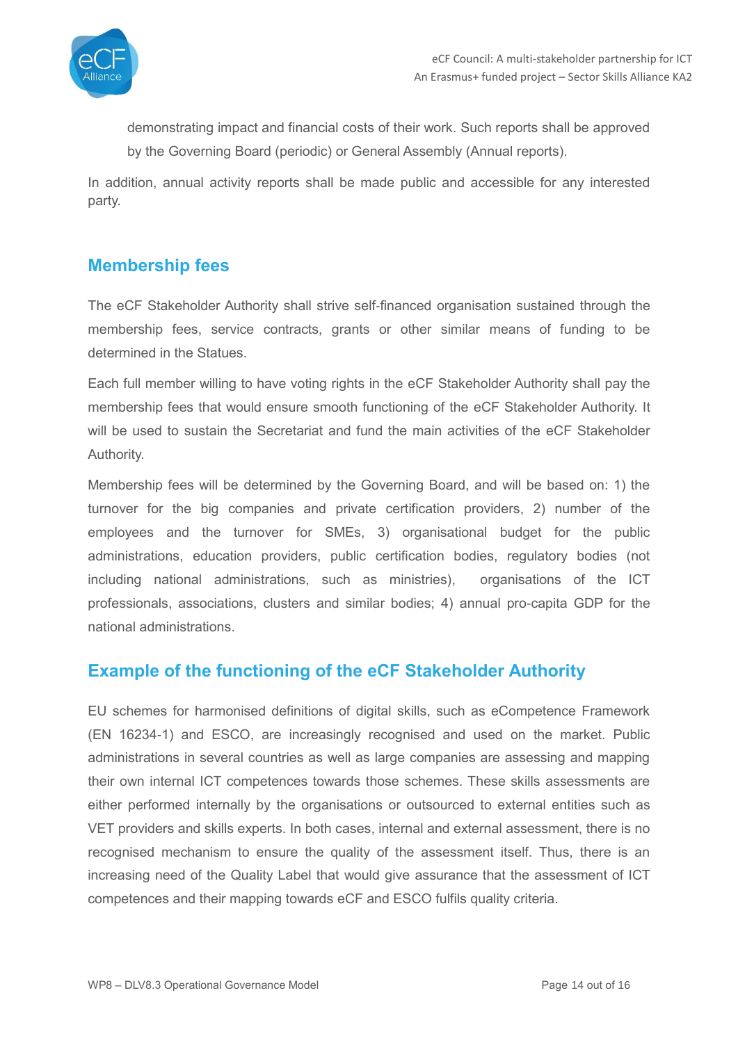demonstrating impact and financial costs of their work. Such reports shall be approved by the Governing Board (periodic) or General Assembly (Annual reports).

In addition, annual activity reports shall be made public and accessible for any interested party.

## Membership fees

The eCF Stakeholder Authority shall strive self-financed organisation sustained through the membership fees, service contracts, grants or other similar means of funding to be determined in the Statues.

Each full member willing to have voting rights in the eCF Stakeholder Authority shall pay the membership fees that would ensure smooth functioning of the eCF Stakeholder Authority. It will be used to sustain the Secretariat and fund the main activities of the eCF Stakeholder Authority.

Membership fees will be determined by the Governing Board, and will be based on: 1) the turnover for the big companies and private certification providers, 2) number of the employees and the turnover for SMEs, 3) organisational budget for the public administrations, education providers, public certification bodies, regulatory bodies (not including national administrations, such as ministries), organisations of the ICT professionals, associations, clusters and similar bodies; 4) annual pro-capita GDP for the national administrations.

## Example of the functioning of the eCF Stakeholder Authority

EU schemes for harmonised definitions of digital skills, such as eCompetence Framework (EN 16234-1) and ESCO, are increasingly recognised and used on the market. Public administrations in several countries as well as large companies are assessing and mapping their own internal ICT competences towards those schemes. These skills assessments are either performed internally by the organisations or outsourced to external entities such as VET providers and skills experts. In both cases, internal and external assessment, there is no recognised mechanism to ensure the quality of the assessment itself. Thus, there is an increasing need of the Quality Label that would give assurance that the assessment of ICT competences and their mapping towards eCF and ESCO fulfils quality criteria.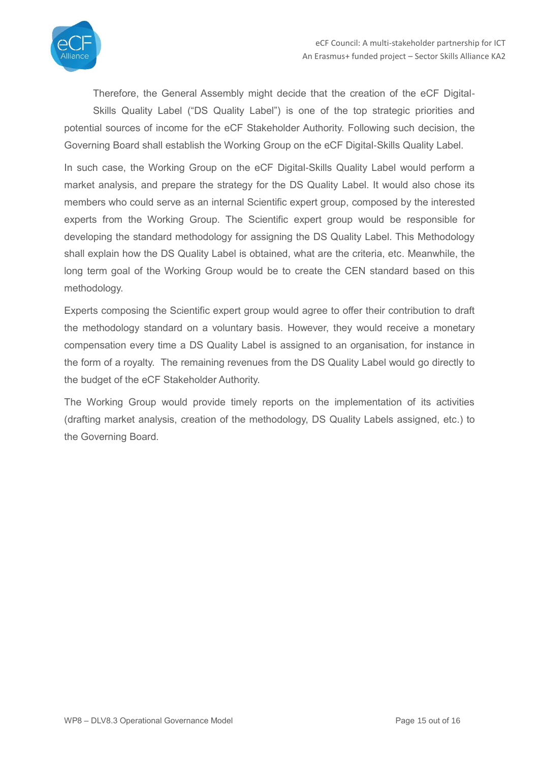Therefore, the General Assembly might decide that the creation of the eCF Digital-Skills Quality Label ("DS Quality Label") is one of the top strategic priorities and potential sources of income for the eCF Stakeholder Authority. Following such decision, the Governing Board shall establish the Working Group on the eCF Digital-Skills Quality Label.

In such case, the Working Group on the eCF Digital-Skills Quality Label would perform a market analysis, and prepare the strategy for the DS Quality Label. It would also chose its members who could serve as an internal Scientific expert group, composed by the interested experts from the Working Group. The Scientific expert group would be responsible for developing the standard methodology for assigning the DS Quality Label. This Methodology shall explain how the DS Quality Label is obtained, what are the criteria, etc. Meanwhile, the long term goal of the Working Group would be to create the CEN standard based on this methodology.

Experts composing the Scientific expert group would agree to offer their contribution to draft the methodology standard on a voluntary basis. However, they would receive a monetary compensation every time a DS Quality Label is assigned to an organisation, for instance in the form of a royalty. The remaining revenues from the DS Quality Label would go directly to the budget of the eCF Stakeholder Authority.

The Working Group would provide timely reports on the implementation of its activities (drafting market analysis, creation of the methodology, DS Quality Labels assigned, etc.) to the Governing Board.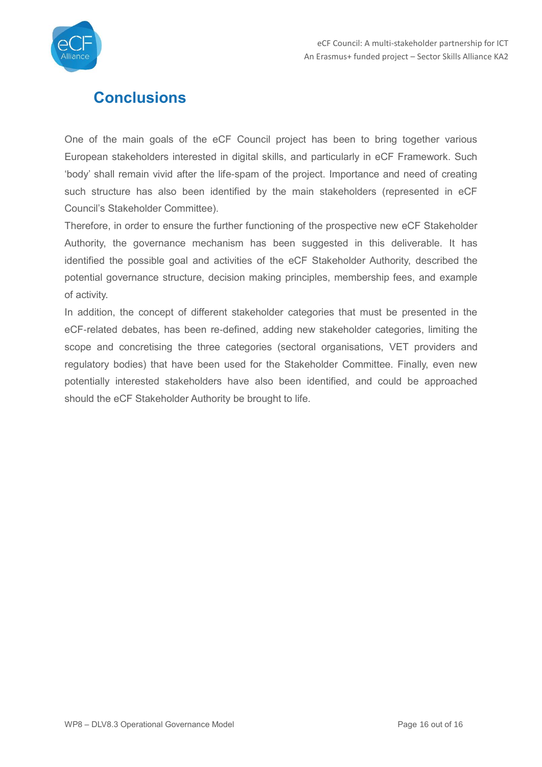# Conclusions

One of the main goals of the eCF Council project has been to bring together various European stakeholders interested in digital skills, and particularly in eCF Framework. Such 'body' shall remain vivid after the life-spam of the project. Importance and need of creating such structure has also been identified by the main stakeholders (represented in eCF Council's Stakeholder Committee).

Therefore, in order to ensure the further functioning of the prospective new eCF Stakeholder Authority, the governance mechanism has been suggested in this deliverable. It has identified the possible goal and activities of the eCF Stakeholder Authority, described the potential governance structure, decision making principles, membership fees, and example of activity.

In addition, the concept of different stakeholder categories that must be presented in the eCF-related debates, has been re-defined, adding new stakeholder categories, limiting the scope and concretising the three categories (sectoral organisations, VET providers and regulatory bodies) that have been used for the Stakeholder Committee. Finally, even new potentially interested stakeholders have also been identified, and could be approached should the eCF Stakeholder Authority be brought to life.